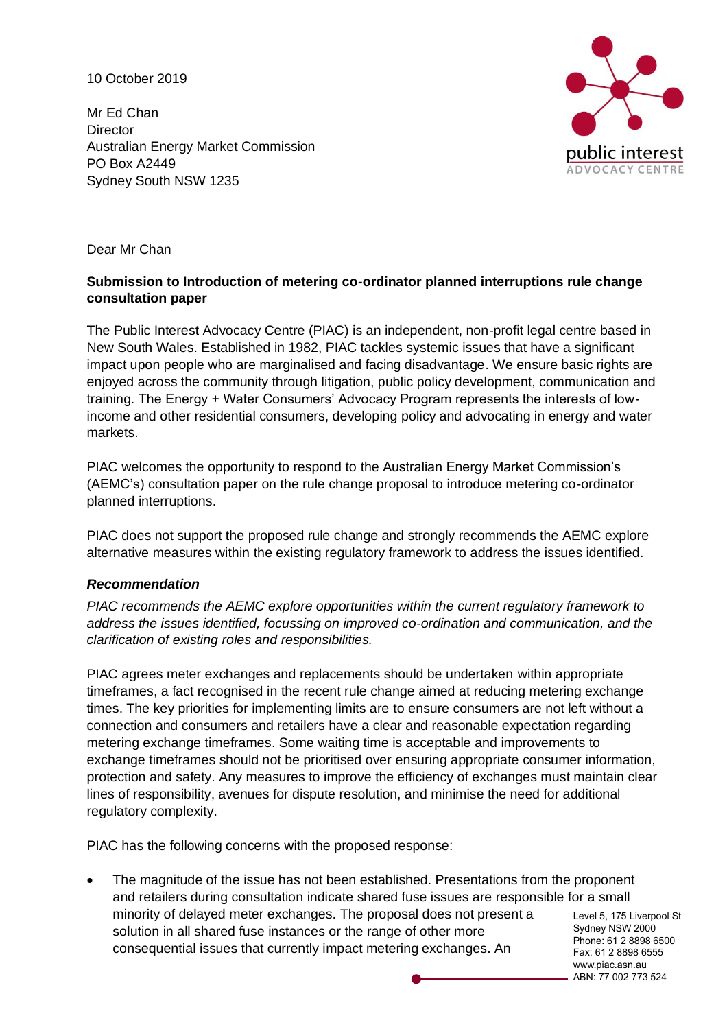10 October 2019

Mr Ed Chan
Director
Australian Energy Market Commission
PO Box A2449
Sydney South NSW 1235

Dear Mr Chan

**Submission to Introduction of metering co-ordinator planned interruptions rule change consultation paper**

The Public Interest Advocacy Centre (PIAC) is an independent, non-profit legal centre based in New South Wales. Established in 1982, PIAC tackles systemic issues that have a significant impact upon people who are marginalised and facing disadvantage. We ensure basic rights are enjoyed across the community through litigation, public policy development, communication and training. The Energy + Water Consumers' Advocacy Program represents the interests of low-income and other residential consumers, developing policy and advocating in energy and water markets.

PIAC welcomes the opportunity to respond to the Australian Energy Market Commission's (AEMC's) consultation paper on the rule change proposal to introduce metering co-ordinator planned interruptions.

PIAC does not support the proposed rule change and strongly recommends the AEMC explore alternative measures within the existing regulatory framework to address the issues identified.

***Recommendation***

*PIAC recommends the AEMC explore opportunities within the current regulatory framework to address the issues identified, focussing on improved co-ordination and communication, and the clarification of existing roles and responsibilities.*

PIAC agrees meter exchanges and replacements should be undertaken within appropriate timeframes, a fact recognised in the recent rule change aimed at reducing metering exchange times. The key priorities for implementing limits are to ensure consumers are not left without a connection and consumers and retailers have a clear and reasonable expectation regarding metering exchange timeframes. Some waiting time is acceptable and improvements to exchange timeframes should not be prioritised over ensuring appropriate consumer information, protection and safety. Any measures to improve the efficiency of exchanges must maintain clear lines of responsibility, avenues for dispute resolution, and minimise the need for additional regulatory complexity.

PIAC has the following concerns with the proposed response:

- The magnitude of the issue has not been established. Presentations from the proponent and retailers during consultation indicate shared fuse issues are responsible for a small minority of delayed meter exchanges. The proposal does not present a solution in all shared fuse instances or the range of other more consequential issues that currently impact metering exchanges. An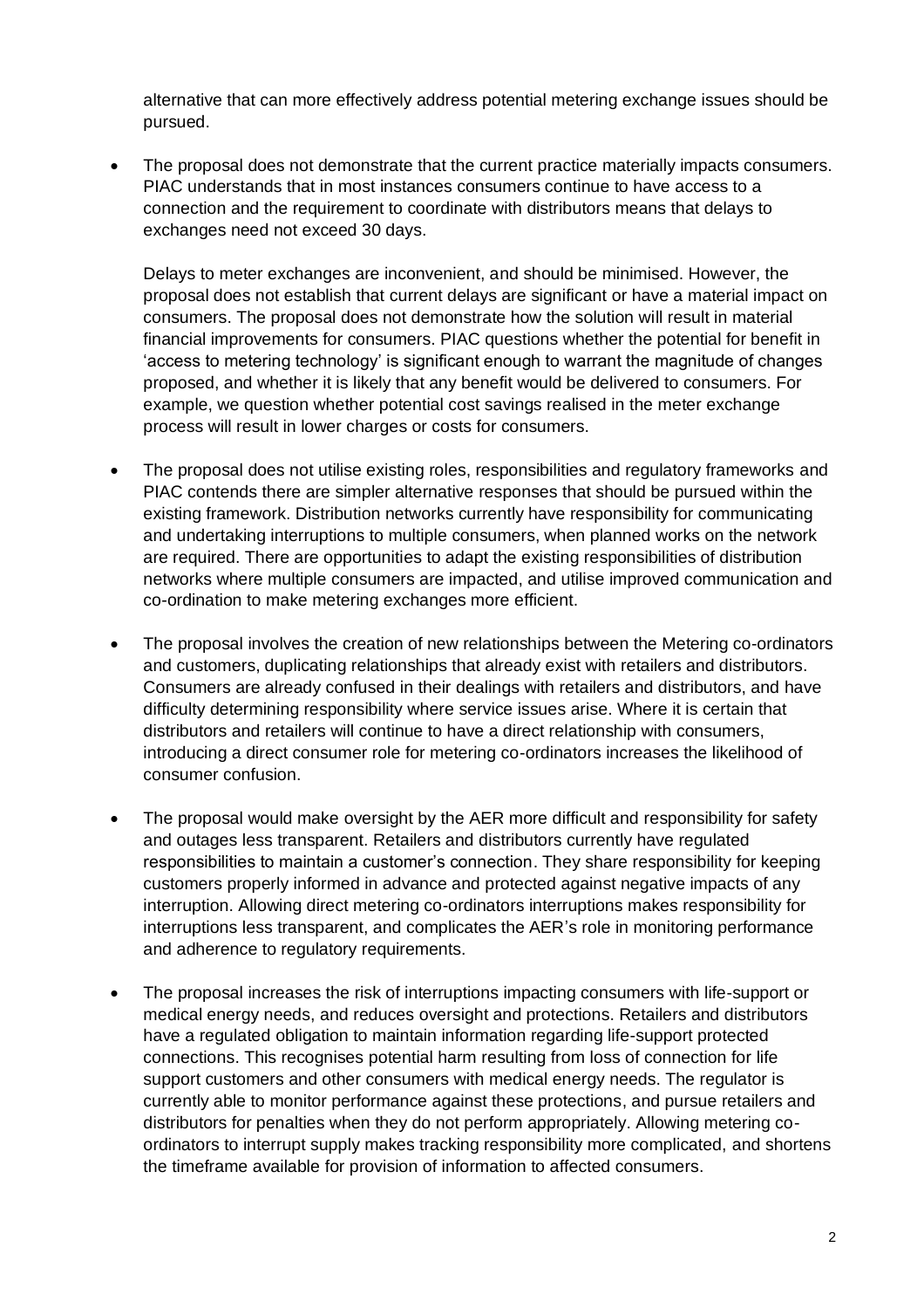alternative that can more effectively address potential metering exchange issues should be pursued.

- The proposal does not demonstrate that the current practice materially impacts consumers. PIAC understands that in most instances consumers continue to have access to a connection and the requirement to coordinate with distributors means that delays to exchanges need not exceed 30 days.

  Delays to meter exchanges are inconvenient, and should be minimised. However, the proposal does not establish that current delays are significant or have a material impact on consumers. The proposal does not demonstrate how the solution will result in material financial improvements for consumers. PIAC questions whether the potential for benefit in 'access to metering technology' is significant enough to warrant the magnitude of changes proposed, and whether it is likely that any benefit would be delivered to consumers. For example, we question whether potential cost savings realised in the meter exchange process will result in lower charges or costs for consumers.

- The proposal does not utilise existing roles, responsibilities and regulatory frameworks and PIAC contends there are simpler alternative responses that should be pursued within the existing framework. Distribution networks currently have responsibility for communicating and undertaking interruptions to multiple consumers, when planned works on the network are required. There are opportunities to adapt the existing responsibilities of distribution networks where multiple consumers are impacted, and utilise improved communication and co-ordination to make metering exchanges more efficient.

- The proposal involves the creation of new relationships between the Metering co-ordinators and customers, duplicating relationships that already exist with retailers and distributors. Consumers are already confused in their dealings with retailers and distributors, and have difficulty determining responsibility where service issues arise. Where it is certain that distributors and retailers will continue to have a direct relationship with consumers, introducing a direct consumer role for metering co-ordinators increases the likelihood of consumer confusion.

- The proposal would make oversight by the AER more difficult and responsibility for safety and outages less transparent. Retailers and distributors currently have regulated responsibilities to maintain a customer's connection. They share responsibility for keeping customers properly informed in advance and protected against negative impacts of any interruption. Allowing direct metering co-ordinators interruptions makes responsibility for interruptions less transparent, and complicates the AER's role in monitoring performance and adherence to regulatory requirements.

- The proposal increases the risk of interruptions impacting consumers with life-support or medical energy needs, and reduces oversight and protections. Retailers and distributors have a regulated obligation to maintain information regarding life-support protected connections. This recognises potential harm resulting from loss of connection for life support customers and other consumers with medical energy needs. The regulator is currently able to monitor performance against these protections, and pursue retailers and distributors for penalties when they do not perform appropriately. Allowing metering co-ordinators to interrupt supply makes tracking responsibility more complicated, and shortens the timeframe available for provision of information to affected consumers.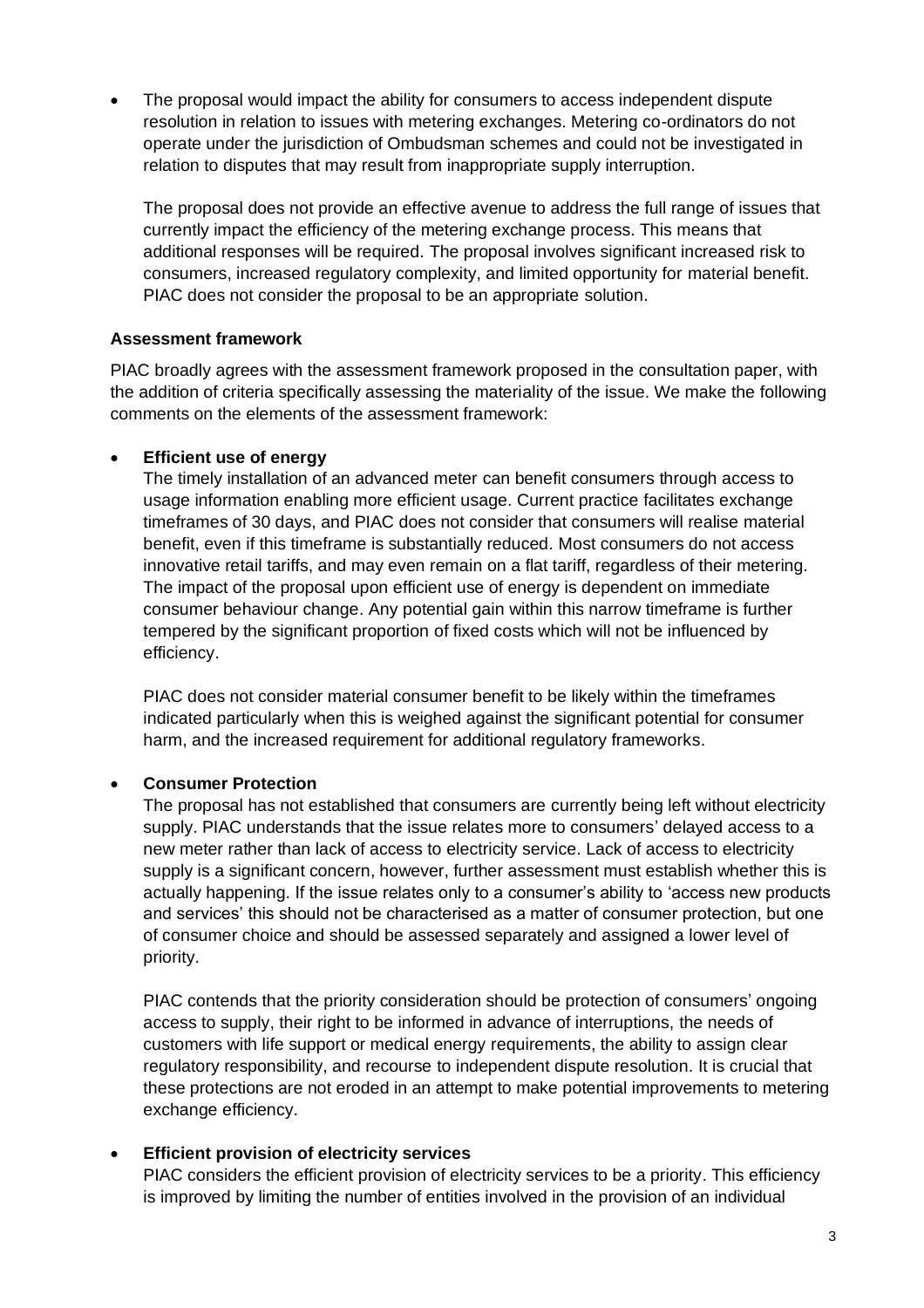- The proposal would impact the ability for consumers to access independent dispute resolution in relation to issues with metering exchanges. Metering co-ordinators do not operate under the jurisdiction of Ombudsman schemes and could not be investigated in relation to disputes that may result from inappropriate supply interruption.

  The proposal does not provide an effective avenue to address the full range of issues that currently impact the efficiency of the metering exchange process. This means that additional responses will be required. The proposal involves significant increased risk to consumers, increased regulatory complexity, and limited opportunity for material benefit. PIAC does not consider the proposal to be an appropriate solution.

**Assessment framework**

PIAC broadly agrees with the assessment framework proposed in the consultation paper, with the addition of criteria specifically assessing the materiality of the issue. We make the following comments on the elements of the assessment framework:

- **Efficient use of energy**

  The timely installation of an advanced meter can benefit consumers through access to usage information enabling more efficient usage. Current practice facilitates exchange timeframes of 30 days, and PIAC does not consider that consumers will realise material benefit, even if this timeframe is substantially reduced. Most consumers do not access innovative retail tariffs, and may even remain on a flat tariff, regardless of their metering. The impact of the proposal upon efficient use of energy is dependent on immediate consumer behaviour change. Any potential gain within this narrow timeframe is further tempered by the significant proportion of fixed costs which will not be influenced by efficiency.

  PIAC does not consider material consumer benefit to be likely within the timeframes indicated particularly when this is weighed against the significant potential for consumer harm, and the increased requirement for additional regulatory frameworks.

- **Consumer Protection**

  The proposal has not established that consumers are currently being left without electricity supply. PIAC understands that the issue relates more to consumers' delayed access to a new meter rather than lack of access to electricity service. Lack of access to electricity supply is a significant concern, however, further assessment must establish whether this is actually happening. If the issue relates only to a consumer's ability to 'access new products and services' this should not be characterised as a matter of consumer protection, but one of consumer choice and should be assessed separately and assigned a lower level of priority.

  PIAC contends that the priority consideration should be protection of consumers' ongoing access to supply, their right to be informed in advance of interruptions, the needs of customers with life support or medical energy requirements, the ability to assign clear regulatory responsibility, and recourse to independent dispute resolution. It is crucial that these protections are not eroded in an attempt to make potential improvements to metering exchange efficiency.

- **Efficient provision of electricity services**

  PIAC considers the efficient provision of electricity services to be a priority. This efficiency is improved by limiting the number of entities involved in the provision of an individual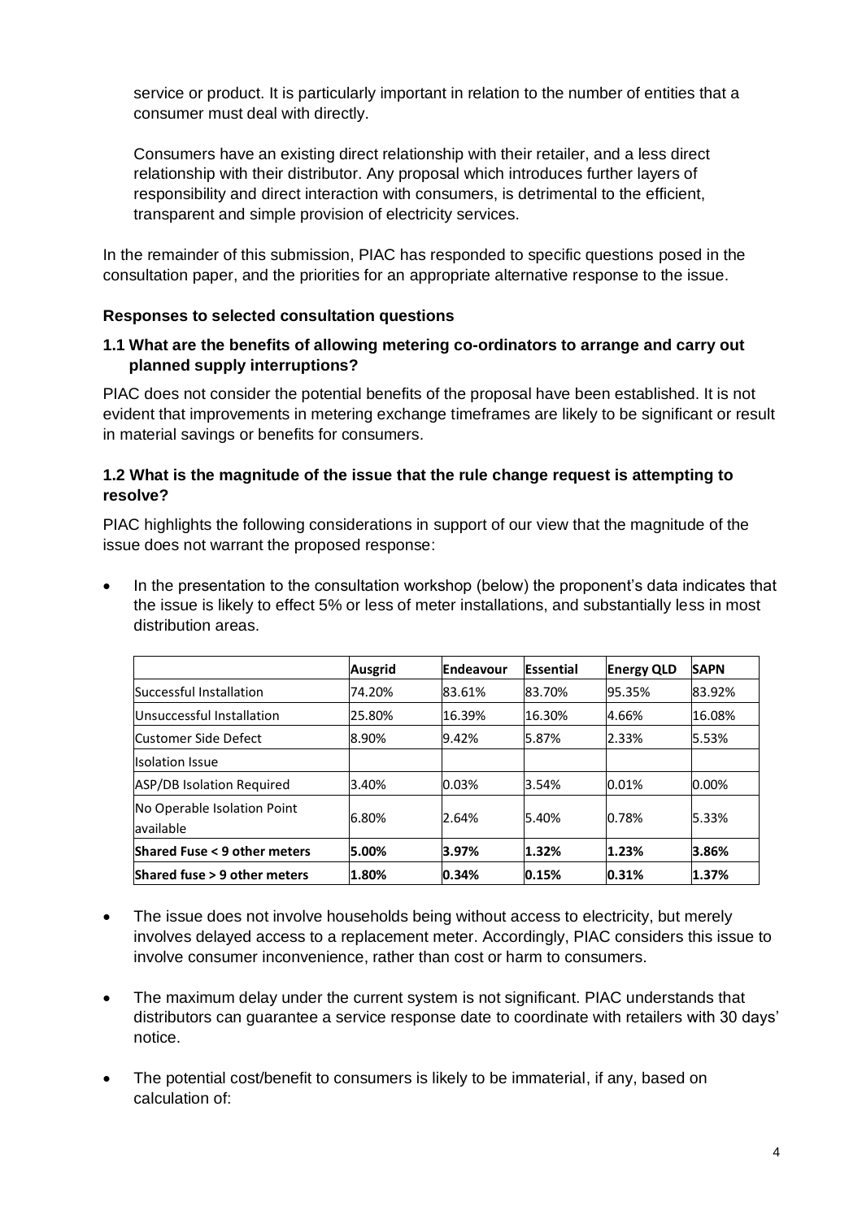service or product. It is particularly important in relation to the number of entities that a consumer must deal with directly.

Consumers have an existing direct relationship with their retailer, and a less direct relationship with their distributor. Any proposal which introduces further layers of responsibility and direct interaction with consumers, is detrimental to the efficient, transparent and simple provision of electricity services.

In the remainder of this submission, PIAC has responded to specific questions posed in the consultation paper, and the priorities for an appropriate alternative response to the issue.

### Responses to selected consultation questions

### 1.1 What are the benefits of allowing metering co-ordinators to arrange and carry out planned supply interruptions?

PIAC does not consider the potential benefits of the proposal have been established. It is not evident that improvements in metering exchange timeframes are likely to be significant or result in material savings or benefits for consumers.

### 1.2 What is the magnitude of the issue that the rule change request is attempting to resolve?

PIAC highlights the following considerations in support of our view that the magnitude of the issue does not warrant the proposed response:

- In the presentation to the consultation workshop (below) the proponent's data indicates that the issue is likely to effect 5% or less of meter installations, and substantially less in most distribution areas.

| | **Ausgrid** | **Endeavour** | **Essential** | **Energy QLD** | **SAPN** |
|---|---|---|---|---|---|
| Successful Installation | 74.20% | 83.61% | 83.70% | 95.35% | 83.92% |
| Unsuccessful Installation | 25.80% | 16.39% | 16.30% | 4.66% | 16.08% |
| Customer Side Defect | 8.90% | 9.42% | 5.87% | 2.33% | 5.53% |
| Isolation Issue | | | | | |
| ASP/DB Isolation Required | 3.40% | 0.03% | 3.54% | 0.01% | 0.00% |
| No Operable Isolation Point available | 6.80% | 2.64% | 5.40% | 0.78% | 5.33% |
| **Shared Fuse < 9 other meters** | **5.00%** | **3.97%** | **1.32%** | **1.23%** | **3.86%** |
| **Shared fuse > 9 other meters** | **1.80%** | **0.34%** | **0.15%** | **0.31%** | **1.37%** |

- The issue does not involve households being without access to electricity, but merely involves delayed access to a replacement meter. Accordingly, PIAC considers this issue to involve consumer inconvenience, rather than cost or harm to consumers.

- The maximum delay under the current system is not significant. PIAC understands that distributors can guarantee a service response date to coordinate with retailers with 30 days' notice.

- The potential cost/benefit to consumers is likely to be immaterial, if any, based on calculation of: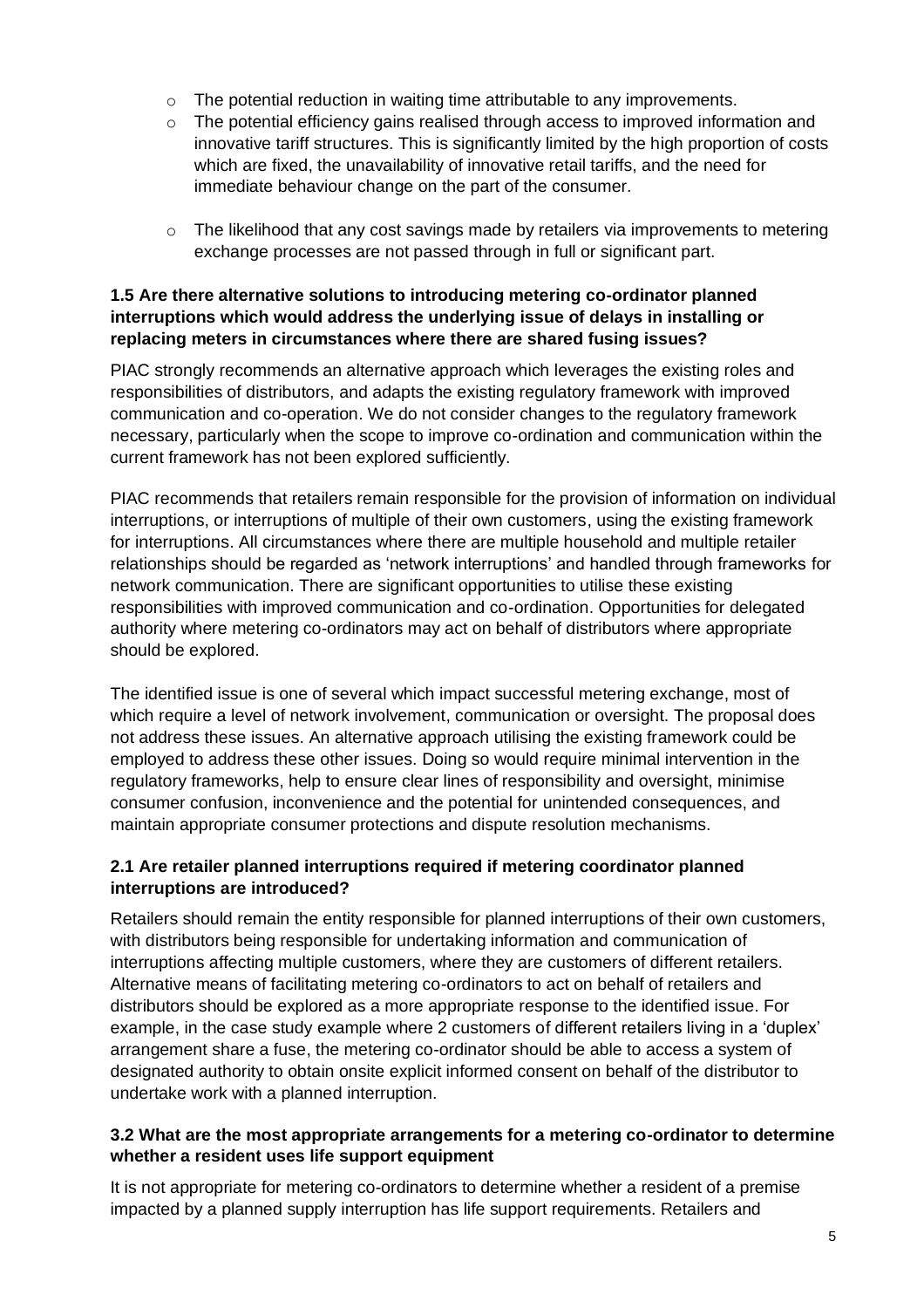- The potential reduction in waiting time attributable to any improvements.
- The potential efficiency gains realised through access to improved information and innovative tariff structures. This is significantly limited by the high proportion of costs which are fixed, the unavailability of innovative retail tariffs, and the need for immediate behaviour change on the part of the consumer.
- The likelihood that any cost savings made by retailers via improvements to metering exchange processes are not passed through in full or significant part.

### 1.5 Are there alternative solutions to introducing metering co-ordinator planned interruptions which would address the underlying issue of delays in installing or replacing meters in circumstances where there are shared fusing issues?

PIAC strongly recommends an alternative approach which leverages the existing roles and responsibilities of distributors, and adapts the existing regulatory framework with improved communication and co-operation. We do not consider changes to the regulatory framework necessary, particularly when the scope to improve co-ordination and communication within the current framework has not been explored sufficiently.

PIAC recommends that retailers remain responsible for the provision of information on individual interruptions, or interruptions of multiple of their own customers, using the existing framework for interruptions. All circumstances where there are multiple household and multiple retailer relationships should be regarded as 'network interruptions' and handled through frameworks for network communication. There are significant opportunities to utilise these existing responsibilities with improved communication and co-ordination. Opportunities for delegated authority where metering co-ordinators may act on behalf of distributors where appropriate should be explored.

The identified issue is one of several which impact successful metering exchange, most of which require a level of network involvement, communication or oversight. The proposal does not address these issues. An alternative approach utilising the existing framework could be employed to address these other issues. Doing so would require minimal intervention in the regulatory frameworks, help to ensure clear lines of responsibility and oversight, minimise consumer confusion, inconvenience and the potential for unintended consequences, and maintain appropriate consumer protections and dispute resolution mechanisms.

### 2.1 Are retailer planned interruptions required if metering coordinator planned interruptions are introduced?

Retailers should remain the entity responsible for planned interruptions of their own customers, with distributors being responsible for undertaking information and communication of interruptions affecting multiple customers, where they are customers of different retailers. Alternative means of facilitating metering co-ordinators to act on behalf of retailers and distributors should be explored as a more appropriate response to the identified issue. For example, in the case study example where 2 customers of different retailers living in a 'duplex' arrangement share a fuse, the metering co-ordinator should be able to access a system of designated authority to obtain onsite explicit informed consent on behalf of the distributor to undertake work with a planned interruption.

### 3.2 What are the most appropriate arrangements for a metering co-ordinator to determine whether a resident uses life support equipment

It is not appropriate for metering co-ordinators to determine whether a resident of a premise impacted by a planned supply interruption has life support requirements. Retailers and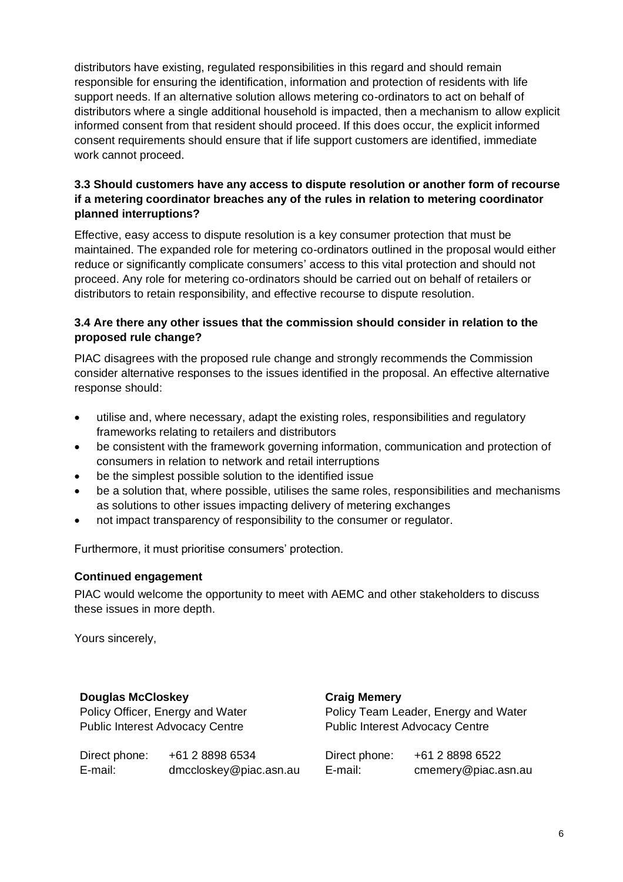distributors have existing, regulated responsibilities in this regard and should remain responsible for ensuring the identification, information and protection of residents with life support needs. If an alternative solution allows metering co-ordinators to act on behalf of distributors where a single additional household is impacted, then a mechanism to allow explicit informed consent from that resident should proceed. If this does occur, the explicit informed consent requirements should ensure that if life support customers are identified, immediate work cannot proceed.

### 3.3 Should customers have any access to dispute resolution or another form of recourse if a metering coordinator breaches any of the rules in relation to metering coordinator planned interruptions?

Effective, easy access to dispute resolution is a key consumer protection that must be maintained. The expanded role for metering co-ordinators outlined in the proposal would either reduce or significantly complicate consumers' access to this vital protection and should not proceed. Any role for metering co-ordinators should be carried out on behalf of retailers or distributors to retain responsibility, and effective recourse to dispute resolution.

### 3.4 Are there any other issues that the commission should consider in relation to the proposed rule change?

PIAC disagrees with the proposed rule change and strongly recommends the Commission consider alternative responses to the issues identified in the proposal. An effective alternative response should:

- utilise and, where necessary, adapt the existing roles, responsibilities and regulatory frameworks relating to retailers and distributors
- be consistent with the framework governing information, communication and protection of consumers in relation to network and retail interruptions
- be the simplest possible solution to the identified issue
- be a solution that, where possible, utilises the same roles, responsibilities and mechanisms as solutions to other issues impacting delivery of metering exchanges
- not impact transparency of responsibility to the consumer or regulator.

Furthermore, it must prioritise consumers' protection.

### Continued engagement

PIAC would welcome the opportunity to meet with AEMC and other stakeholders to discuss these issues in more depth.

Yours sincerely,

**Douglas McCloskey**
Policy Officer, Energy and Water
Public Interest Advocacy Centre

Direct phone: +61 2 8898 6534
E-mail: dmccloskey@piac.asn.au

**Craig Memery**
Policy Team Leader, Energy and Water
Public Interest Advocacy Centre

Direct phone: +61 2 8898 6522
E-mail: cmemery@piac.asn.au